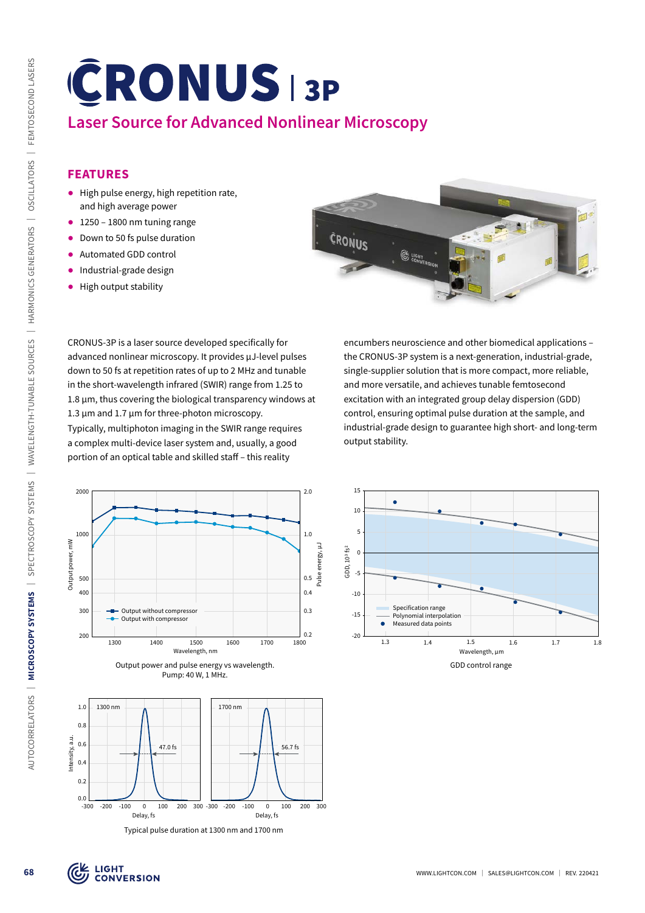# CRONUS | 3P

## Laser Source for Advanced Nonlinear Microscopy

### FEATURES

- High pulse energy, high repetition rate, and high average power
- 1250 – 1800 nm tuning range
- Down to 50 fs pulse duration
- Automated GDD control
- Industrial-grade design
- High output stability

CRONUS-3P is a laser source developed specifically for advanced nonlinear microscopy. It provides µJ-level pulses down to 50 fs at repetition rates of up to 2 MHz and tunable in the short-wavelength infrared (SWIR) range from 1.25 to 1.8 µm, thus covering the biological transparency windows at 1.3 µm and 1.7 µm for three-photon microscopy.

Typically, multiphoton imaging in the SWIR range requires a complex multi-device laser system and, usually, a good portion of an optical table and skilled staff – this reality encumbers neuroscience and other biomedical applications – the CRONUS-3P system is a next-generation, industrial-grade, single-supplier solution that is more compact, more reliable, and more versatile, and achieves tunable femtosecond excitation with an integrated group delay dispersion (GDD) control, ensuring optimal pulse duration at the sample, and industrial-grade design to guarantee high short- and long-term output stability.

Output power and pulse energy vs wavelength. Pump: 40 W, 1 MHz.

GDD control range

Typical pulse duration at 1300 nm and 1700 nm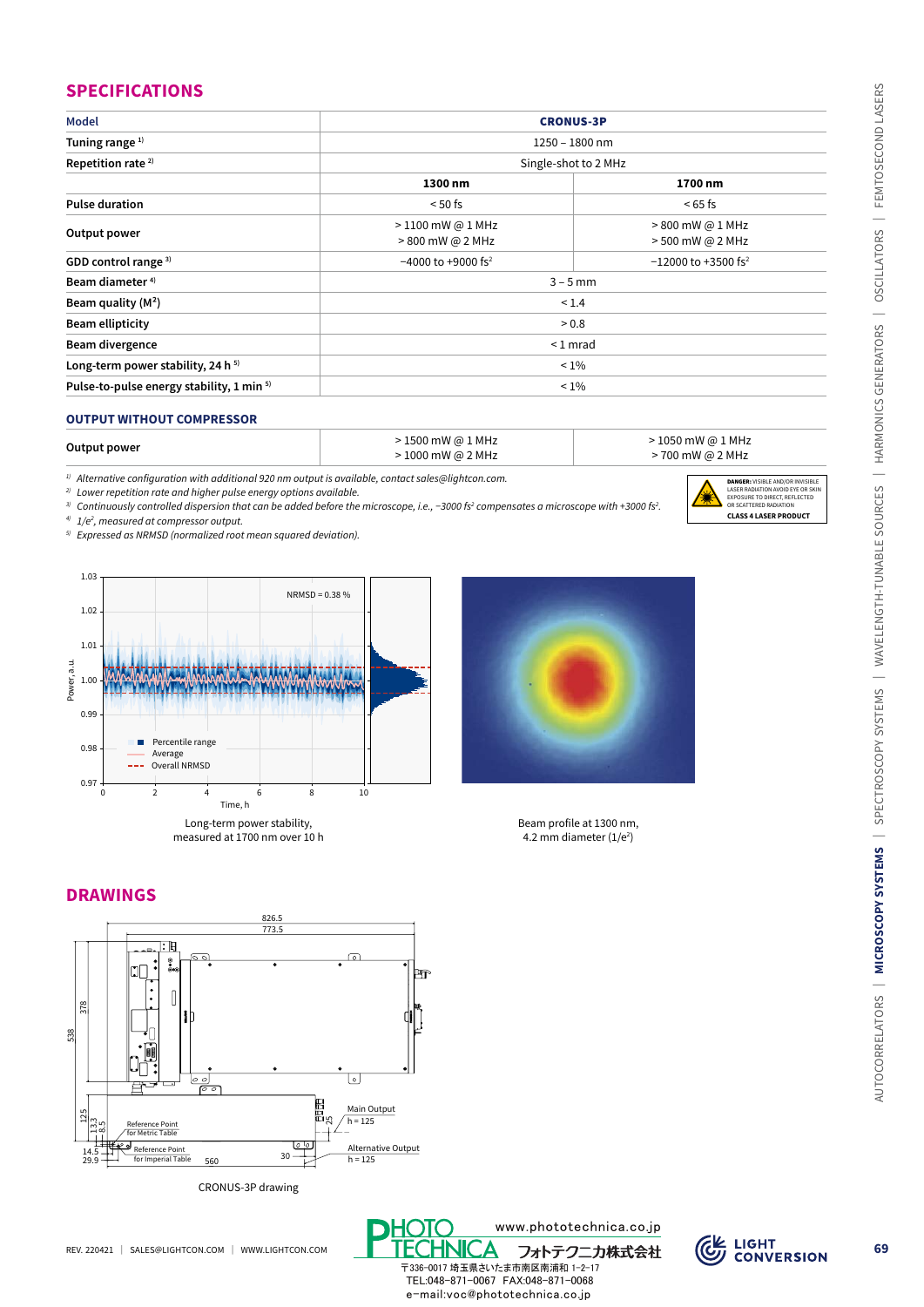## SPECIFICATIONS

| Model | CRONUS-3P | |
|---|---|---|
| Tuning range [1] | 1250 – 1800 nm | |
| Repetition rate [2] | Single-shot to 2 MHz | |
| | **1300 nm** | **1700 nm** |
| Pulse duration | < 50 fs | < 65 fs |
| Output power | > 1100 mW @ 1 MHz<br>> 800 mW @ 2 MHz | > 800 mW @ 1 MHz<br>> 500 mW @ 2 MHz |
| GDD control range [3] | −4000 to +9000 fs² | −12000 to +3500 fs² |
| Beam diameter [4] | 3 – 5 mm | |
| Beam quality (M²) | < 1.4 | |
| Beam ellipticity | > 0.8 | |
| Beam divergence | < 1 mrad | |
| Long-term power stability, 24 h [5] | < 1% | |
| Pulse-to-pulse energy stability, 1 min [5] | < 1% | |

### OUTPUT WITHOUT COMPRESSOR

| | | |
|---|---|---|
| Output power | > 1500 mW @ 1 MHz<br>> 1000 mW @ 2 MHz | > 1050 mW @ 1 MHz<br>> 700 mW @ 2 MHz |

[1] *Alternative configuration with additional 920 nm output is available, contact sales@lightcon.com.*
[2] *Lower repetition rate and higher pulse energy options available.*
[3] *Continuously controlled dispersion that can be added before the microscope, i.e., −3000 fs² compensates a microscope with +3000 fs².*
[4] *1/e², measured at compressor output.*
[5] *Expressed as NRMSD (normalized root mean squared deviation).*

DANGER: VISIBLE AND/OR INVISIBLE LASER RADIATION AVOID EYE OR SKIN EXPOSURE TO DIRECT, REFLECTED OR SCATTERED RADIATION
CLASS 4 LASER PRODUCT

Long-term power stability, measured at 1700 nm over 10 h

Beam profile at 1300 nm, 4.2 mm diameter (1/e²)

## DRAWINGS

CRONUS-3P drawing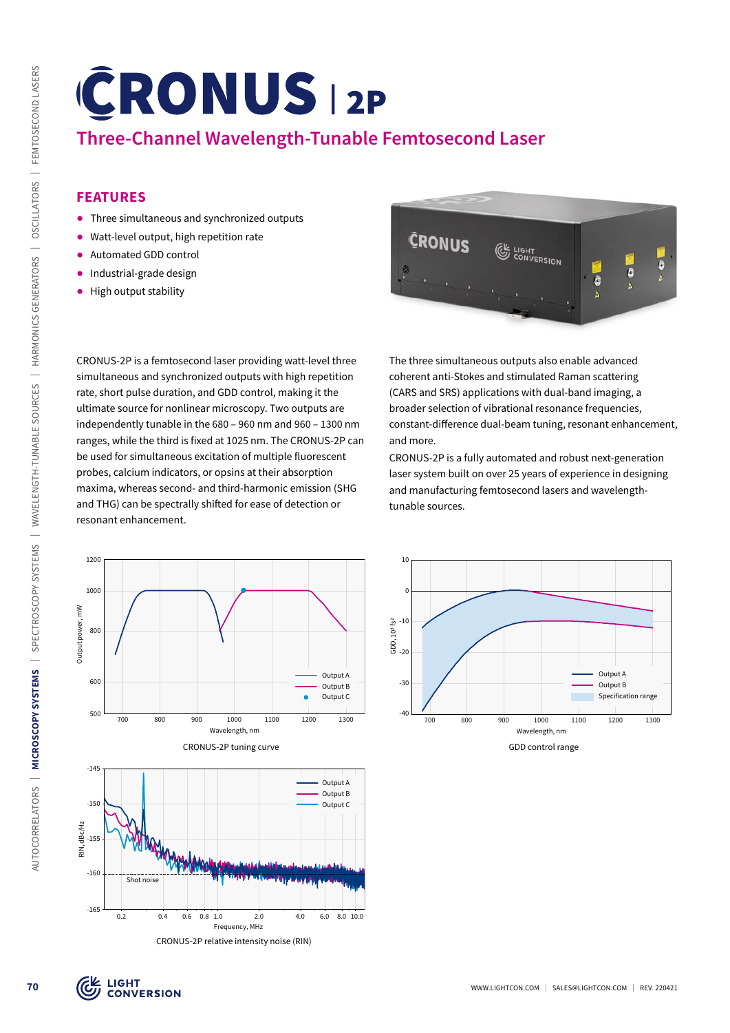# CRONUS | 2P

## Three-Channel Wavelength-Tunable Femtosecond Laser

### FEATURES

- Three simultaneous and synchronized outputs
- Watt-level output, high repetition rate
- Automated GDD control
- Industrial-grade design
- High output stability

CRONUS-2P is a femtosecond laser providing watt-level three simultaneous and synchronized outputs with high repetition rate, short pulse duration, and GDD control, making it the ultimate source for nonlinear microscopy. Two outputs are independently tunable in the 680 – 960 nm and 960 – 1300 nm ranges, while the third is fixed at 1025 nm. The CRONUS-2P can be used for simultaneous excitation of multiple fluorescent probes, calcium indicators, or opsins at their absorption maxima, whereas second- and third-harmonic emission (SHG and THG) can be spectrally shifted for ease of detection or resonant enhancement.

The three simultaneous outputs also enable advanced coherent anti-Stokes and stimulated Raman scattering (CARS and SRS) applications with dual-band imaging, a broader selection of vibrational resonance frequencies, constant-difference dual-beam tuning, resonant enhancement, and more.

CRONUS-2P is a fully automated and robust next-generation laser system built on over 25 years of experience in designing and manufacturing femtosecond lasers and wavelength-tunable sources.

CRONUS-2P tuning curve

GDD control range

CRONUS-2P relative intensity noise (RIN)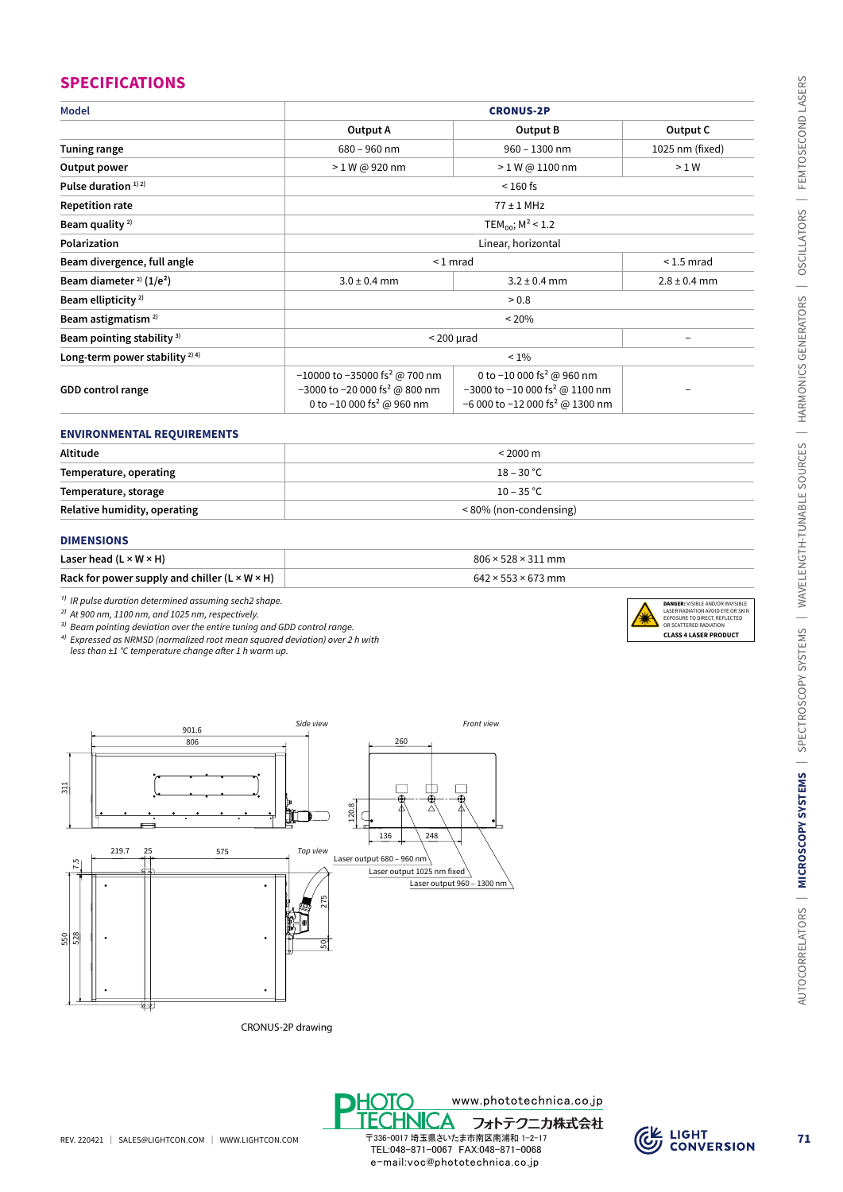## SPECIFICATIONS

| Model | CRONUS-2P | | |
|---|---|---|---|
| | Output A | Output B | Output C |
| Tuning range | 680 – 960 nm | 960 – 1300 nm | 1025 nm (fixed) |
| Output power | > 1 W @ 920 nm | > 1 W @ 1100 nm | > 1 W |
| Pulse duration [1) 2)] | < 160 fs | | |
| Repetition rate | 77 ± 1 MHz | | |
| Beam quality [2)] | $TEM_{00}$; $M^2 < 1.2$ | | |
| Polarization | Linear, horizontal | | |
| Beam divergence, full angle | < 1 mrad | | < 1.5 mrad |
| Beam diameter [2)] (1/e²) | 3.0 ± 0.4 mm | 3.2 ± 0.4 mm | 2.8 ± 0.4 mm |
| Beam ellipticity [2)] | > 0.8 | | |
| Beam astigmatism [2)] | < 20% | | |
| Beam pointing stability [3)] | < 200 µrad | | – |
| Long-term power stability [2) 4)] | < 1% | | |
| GDD control range | −10000 to −35000 fs² @ 700 nm<br>−3000 to −20 000 fs² @ 800 nm<br>0 to −10 000 fs² @ 960 nm | 0 to −10 000 fs² @ 960 nm<br>−3000 to −10 000 fs² @ 1100 nm<br>−6 000 to −12 000 fs² @ 1300 nm | – |

### ENVIRONMENTAL REQUIREMENTS

| | |
|---|---|
| Altitude | < 2000 m |
| Temperature, operating | 18 – 30 °C |
| Temperature, storage | 10 – 35 °C |
| Relative humidity, operating | < 80% (non-condensing) |

### DIMENSIONS

| | |
|---|---|
| Laser head (L × W × H) | 806 × 528 × 311 mm |
| Rack for power supply and chiller (L × W × H) | 642 × 553 × 673 mm |

*1) IR pulse duration determined assuming sech2 shape.*
*2) At 900 nm, 1100 nm, and 1025 nm, respectively.*
*3) Beam pointing deviation over the entire tuning and GDD control range.*
*4) Expressed as NRMSD (normalized root mean squared deviation) over 2 h with less than ±1 °C temperature change after 1 h warm up.*

DANGER: VISIBLE AND/OR INVISIBLE LASER RADIATION AVOID EYE OR SKIN EXPOSURE TO DIRECT, REFLECTED OR SCATTERED RADIATION
CLASS 4 LASER PRODUCT

Side view
901.6
806
311

Front view
260
120.8
136
248

Top view
219.7
25
575
7.5
550
528
275
50

Laser output 680 – 960 nm
Laser output 1025 nm fixed
Laser output 960 – 1300 nm

CRONUS-2P drawing

REV. 220421 | SALES@LIGHTCON.COM | WWW.LIGHTCON.COM

PHOTO TECHNICA www.phototechnica.co.jp フォトテクニカ株式会社
〒336-0017 埼玉県さいたま市南区南浦和 1-2-17
TEL:048-871-0067 FAX:048-871-0068
e-mail:voc@phototechnica.co.jp

LIGHT CONVERSION